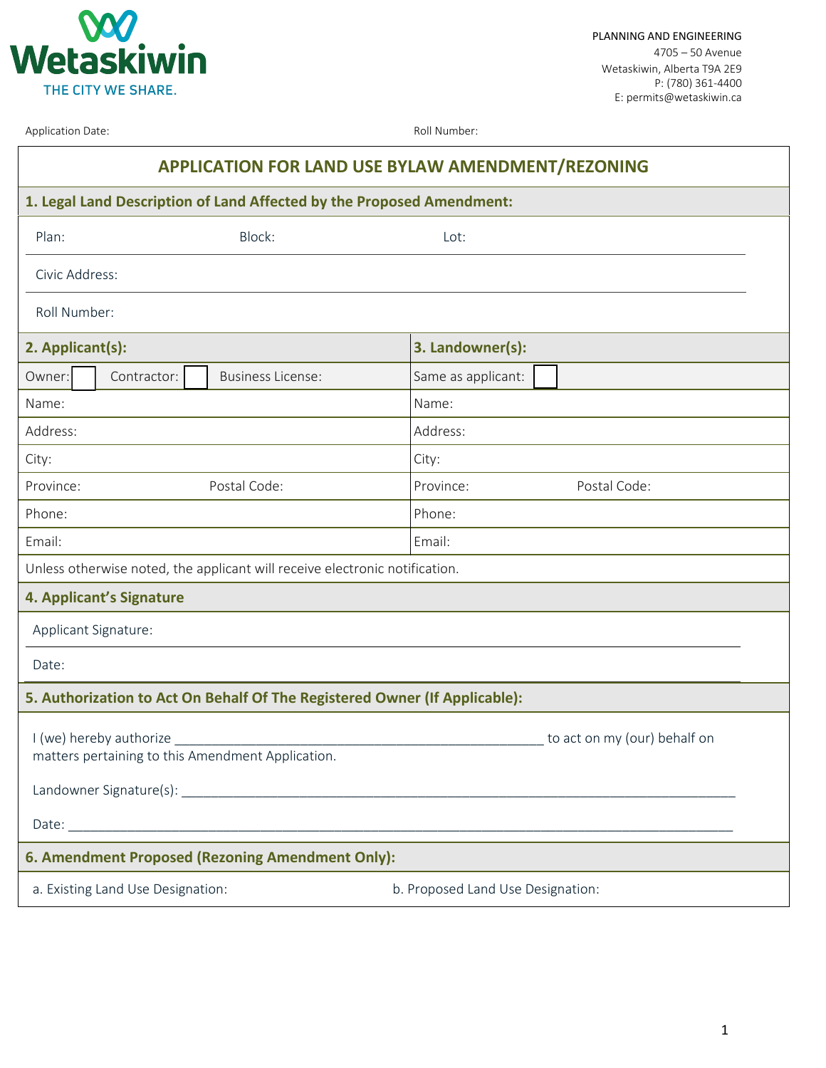Wetaskiwin
THE CITY WE SHARE.

PLANNING AND ENGINEERING
4705 – 50 Avenue
Wetaskiwin, Alberta T9A 2E9
P: (780) 361-4400
E: permits@wetaskiwin.ca

Application Date: Roll Number:

# APPLICATION FOR LAND USE BYLAW AMENDMENT/REZONING

## 1. Legal Land Description of Land Affected by the Proposed Amendment:

Plan: Block: Lot:

Civic Address:

Roll Number:

| 2. Applicant(s): | 3. Landowner(s): |
|---|---|
| Owner: ☐ Contractor: ☐ Business License: | Same as applicant: ☐ |
| Name: | Name: |
| Address: | Address: |
| City: | City: |
| Province: Postal Code: | Province: Postal Code: |
| Phone: | Phone: |
| Email: | Email: |

Unless otherwise noted, the applicant will receive electronic notification.

## 4. Applicant's Signature

Applicant Signature:

Date:

## 5. Authorization to Act On Behalf Of The Registered Owner (If Applicable):

I (we) hereby authorize ______________________________________________ to act on my (our) behalf on matters pertaining to this Amendment Application.

Landowner Signature(s): ______________________________________________

Date: ______________________________________________

## 6. Amendment Proposed (Rezoning Amendment Only):

a. Existing Land Use Designation: b. Proposed Land Use Designation: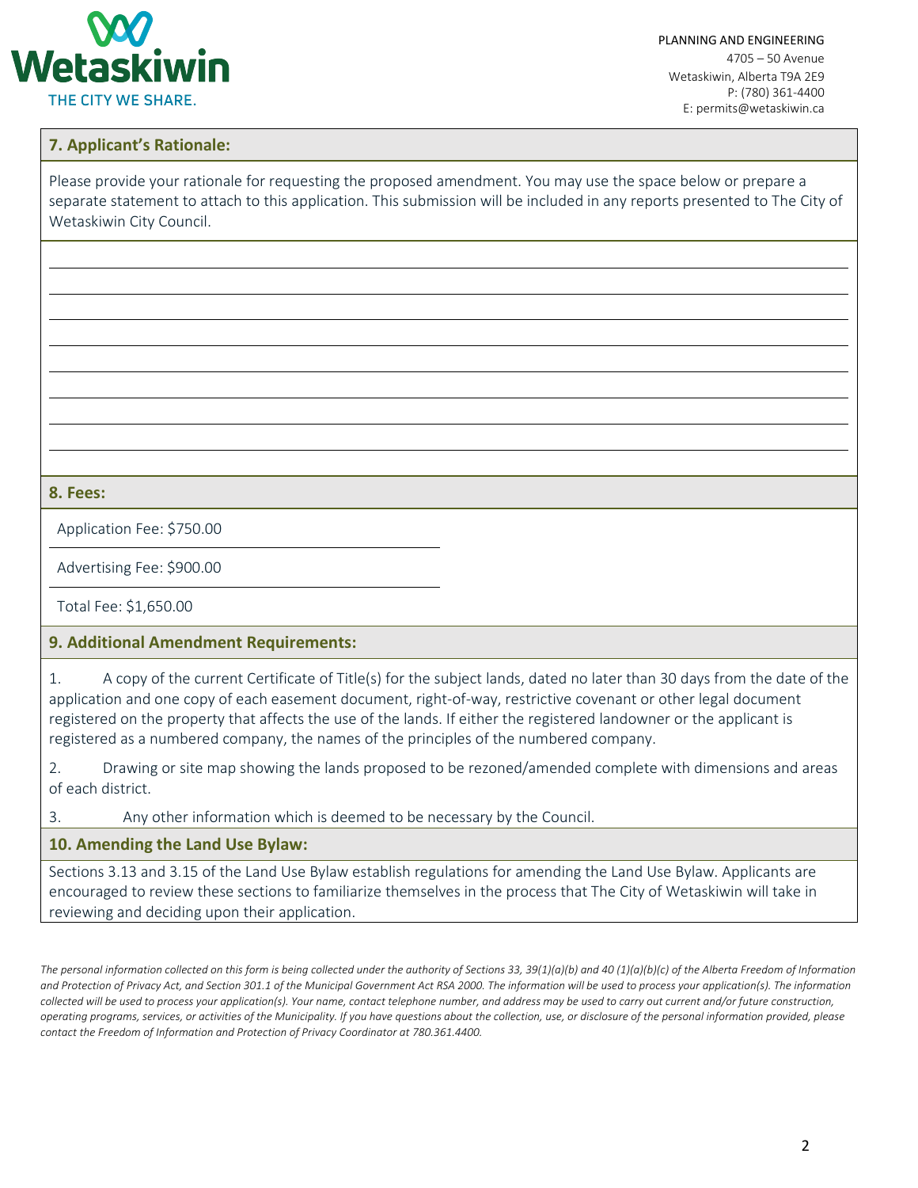PLANNING AND ENGINEERING
4705 – 50 Avenue
Wetaskiwin, Alberta T9A 2E9
P: (780) 361-4400
E: permits@wetaskiwin.ca

## 7. Applicant's Rationale:

Please provide your rationale for requesting the proposed amendment. You may use the space below or prepare a separate statement to attach to this application. This submission will be included in any reports presented to The City of Wetaskiwin City Council.

## 8. Fees:

Application Fee: $750.00

Advertising Fee: $900.00

Total Fee: $1,650.00

## 9. Additional Amendment Requirements:

1. A copy of the current Certificate of Title(s) for the subject lands, dated no later than 30 days from the date of the application and one copy of each easement document, right-of-way, restrictive covenant or other legal document registered on the property that affects the use of the lands. If either the registered landowner or the applicant is registered as a numbered company, the names of the principles of the numbered company.

2. Drawing or site map showing the lands proposed to be rezoned/amended complete with dimensions and areas of each district.

3. Any other information which is deemed to be necessary by the Council.

## 10. Amending the Land Use Bylaw:

Sections 3.13 and 3.15 of the Land Use Bylaw establish regulations for amending the Land Use Bylaw. Applicants are encouraged to review these sections to familiarize themselves in the process that The City of Wetaskiwin will take in reviewing and deciding upon their application.

*The personal information collected on this form is being collected under the authority of Sections 33, 39(1)(a)(b) and 40 (1)(a)(b)(c) of the Alberta Freedom of Information and Protection of Privacy Act, and Section 301.1 of the Municipal Government Act RSA 2000. The information will be used to process your application(s). The information collected will be used to process your application(s). Your name, contact telephone number, and address may be used to carry out current and/or future construction, operating programs, services, or activities of the Municipality. If you have questions about the collection, use, or disclosure of the personal information provided, please contact the Freedom of Information and Protection of Privacy Coordinator at 780.361.4400.*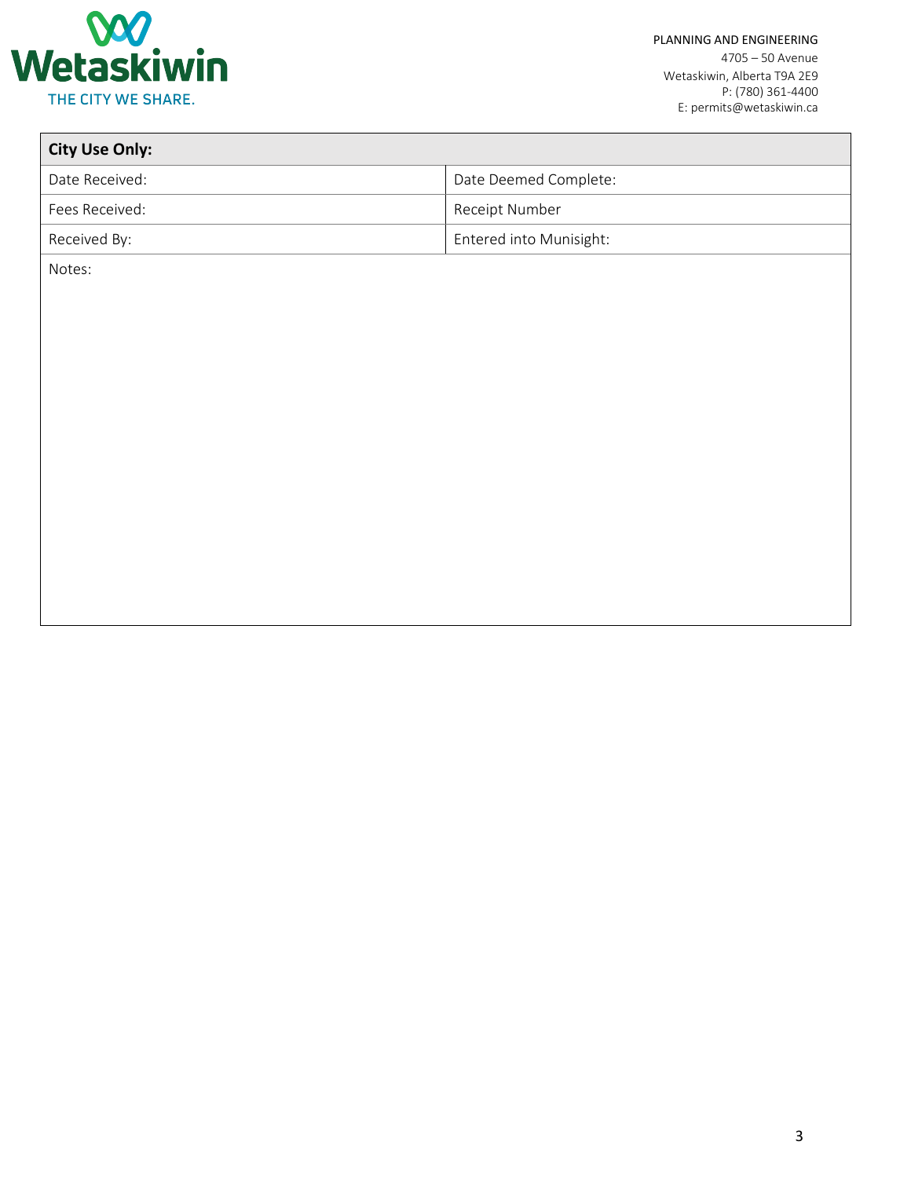Wetaskiwin
THE CITY WE SHARE.

PLANNING AND ENGINEERING
4705 – 50 Avenue
Wetaskiwin, Alberta T9A 2E9
P: (780) 361-4400
E: permits@wetaskiwin.ca

| **City Use Only:** | |
|---|---|
| Date Received: | Date Deemed Complete: |
| Fees Received: | Receipt Number |
| Received By: | Entered into Munisight: |
| Notes: | |